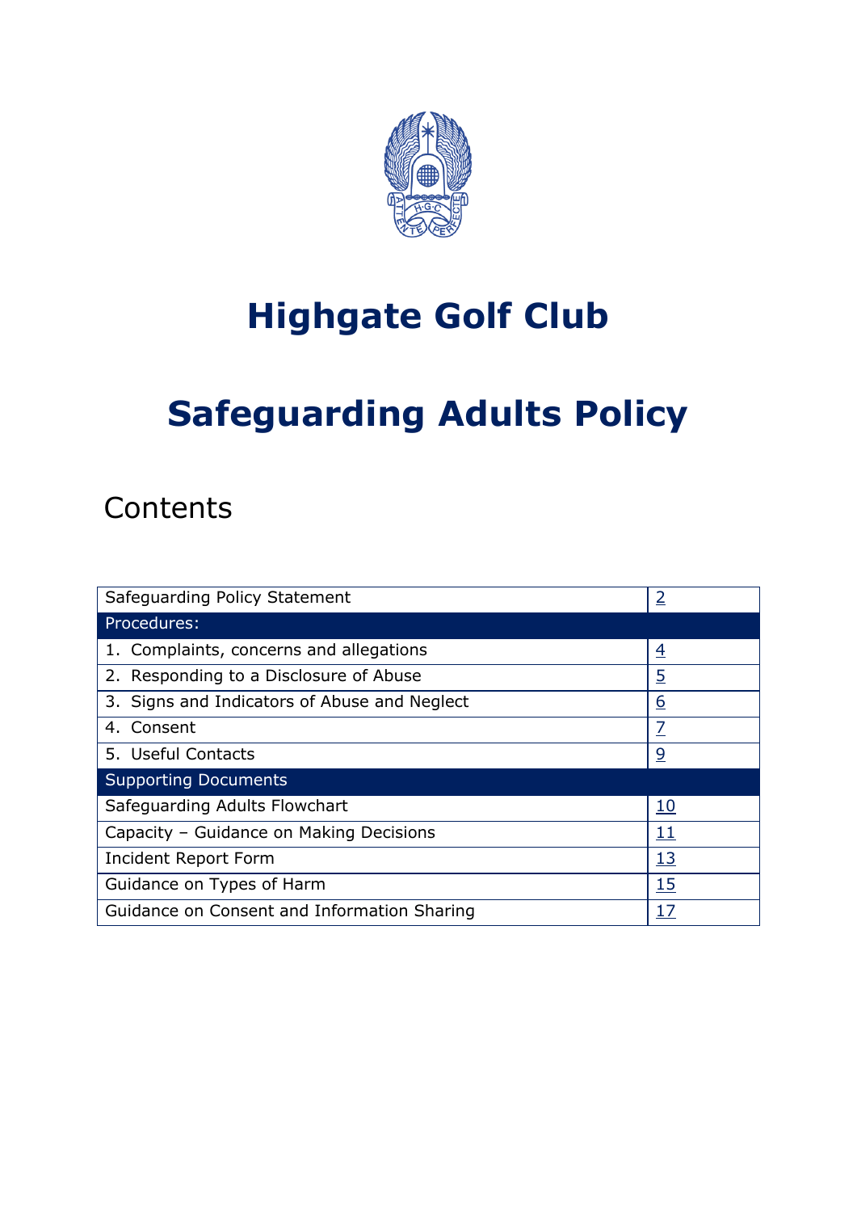# Highgate Golf Club

# Safeguarding Adults Policy

## Contents

| Safeguarding Policy Statement | 2 |
|---|---|
| Procedures: | |
| 1. Complaints, concerns and allegations | 4 |
| 2. Responding to a Disclosure of Abuse | 5 |
| 3. Signs and Indicators of Abuse and Neglect | 6 |
| 4. Consent | 7 |
| 5. Useful Contacts | 9 |
| Supporting Documents | |
| Safeguarding Adults Flowchart | 10 |
| Capacity – Guidance on Making Decisions | 11 |
| Incident Report Form | 13 |
| Guidance on Types of Harm | 15 |
| Guidance on Consent and Information Sharing | 17 |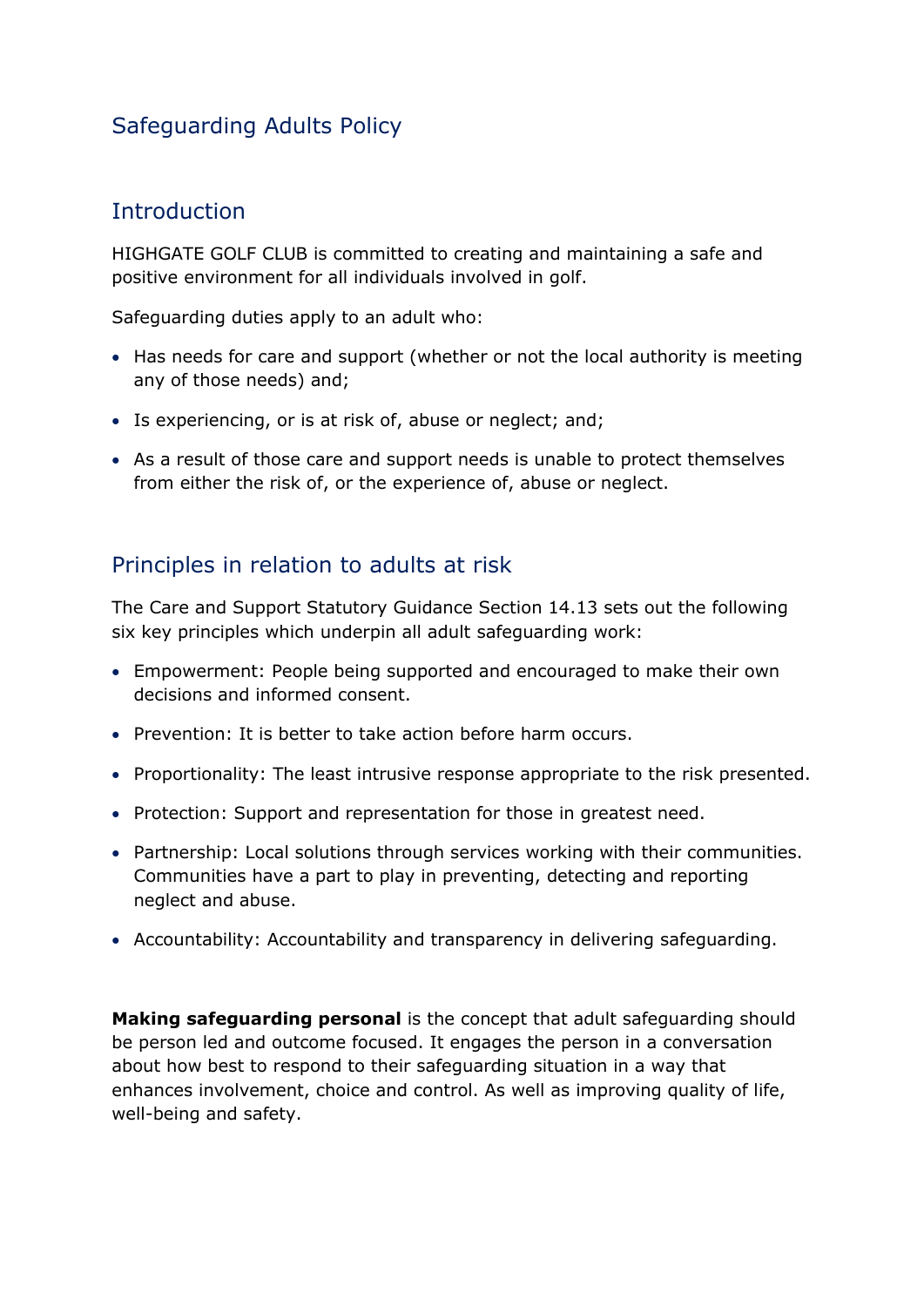# Safeguarding Adults Policy

## Introduction

HIGHGATE GOLF CLUB is committed to creating and maintaining a safe and positive environment for all individuals involved in golf.

Safeguarding duties apply to an adult who:

- Has needs for care and support (whether or not the local authority is meeting any of those needs) and;
- Is experiencing, or is at risk of, abuse or neglect; and;
- As a result of those care and support needs is unable to protect themselves from either the risk of, or the experience of, abuse or neglect.

## Principles in relation to adults at risk

The Care and Support Statutory Guidance Section 14.13 sets out the following six key principles which underpin all adult safeguarding work:

- Empowerment: People being supported and encouraged to make their own decisions and informed consent.
- Prevention: It is better to take action before harm occurs.
- Proportionality: The least intrusive response appropriate to the risk presented.
- Protection: Support and representation for those in greatest need.
- Partnership: Local solutions through services working with their communities. Communities have a part to play in preventing, detecting and reporting neglect and abuse.
- Accountability: Accountability and transparency in delivering safeguarding.

**Making safeguarding personal** is the concept that adult safeguarding should be person led and outcome focused. It engages the person in a conversation about how best to respond to their safeguarding situation in a way that enhances involvement, choice and control. As well as improving quality of life, well-being and safety.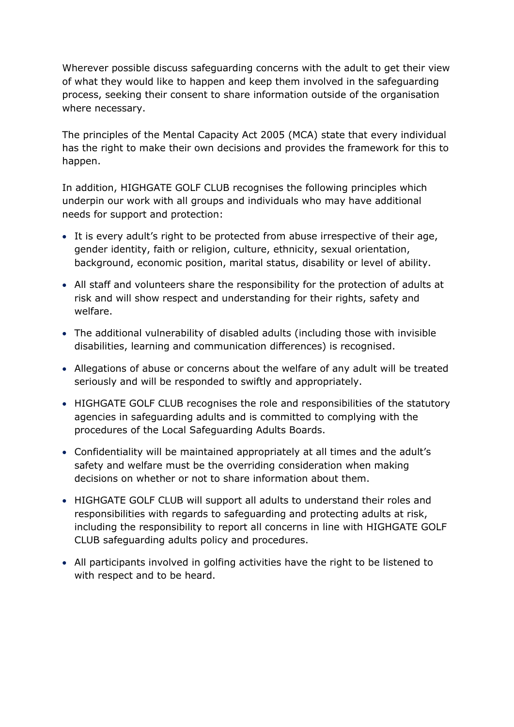Wherever possible discuss safeguarding concerns with the adult to get their view of what they would like to happen and keep them involved in the safeguarding process, seeking their consent to share information outside of the organisation where necessary.

The principles of the Mental Capacity Act 2005 (MCA) state that every individual has the right to make their own decisions and provides the framework for this to happen.

In addition, HIGHGATE GOLF CLUB recognises the following principles which underpin our work with all groups and individuals who may have additional needs for support and protection:

- It is every adult's right to be protected from abuse irrespective of their age, gender identity, faith or religion, culture, ethnicity, sexual orientation, background, economic position, marital status, disability or level of ability.
- All staff and volunteers share the responsibility for the protection of adults at risk and will show respect and understanding for their rights, safety and welfare.
- The additional vulnerability of disabled adults (including those with invisible disabilities, learning and communication differences) is recognised.
- Allegations of abuse or concerns about the welfare of any adult will be treated seriously and will be responded to swiftly and appropriately.
- HIGHGATE GOLF CLUB recognises the role and responsibilities of the statutory agencies in safeguarding adults and is committed to complying with the procedures of the Local Safeguarding Adults Boards.
- Confidentiality will be maintained appropriately at all times and the adult's safety and welfare must be the overriding consideration when making decisions on whether or not to share information about them.
- HIGHGATE GOLF CLUB will support all adults to understand their roles and responsibilities with regards to safeguarding and protecting adults at risk, including the responsibility to report all concerns in line with HIGHGATE GOLF CLUB safeguarding adults policy and procedures.
- All participants involved in golfing activities have the right to be listened to with respect and to be heard.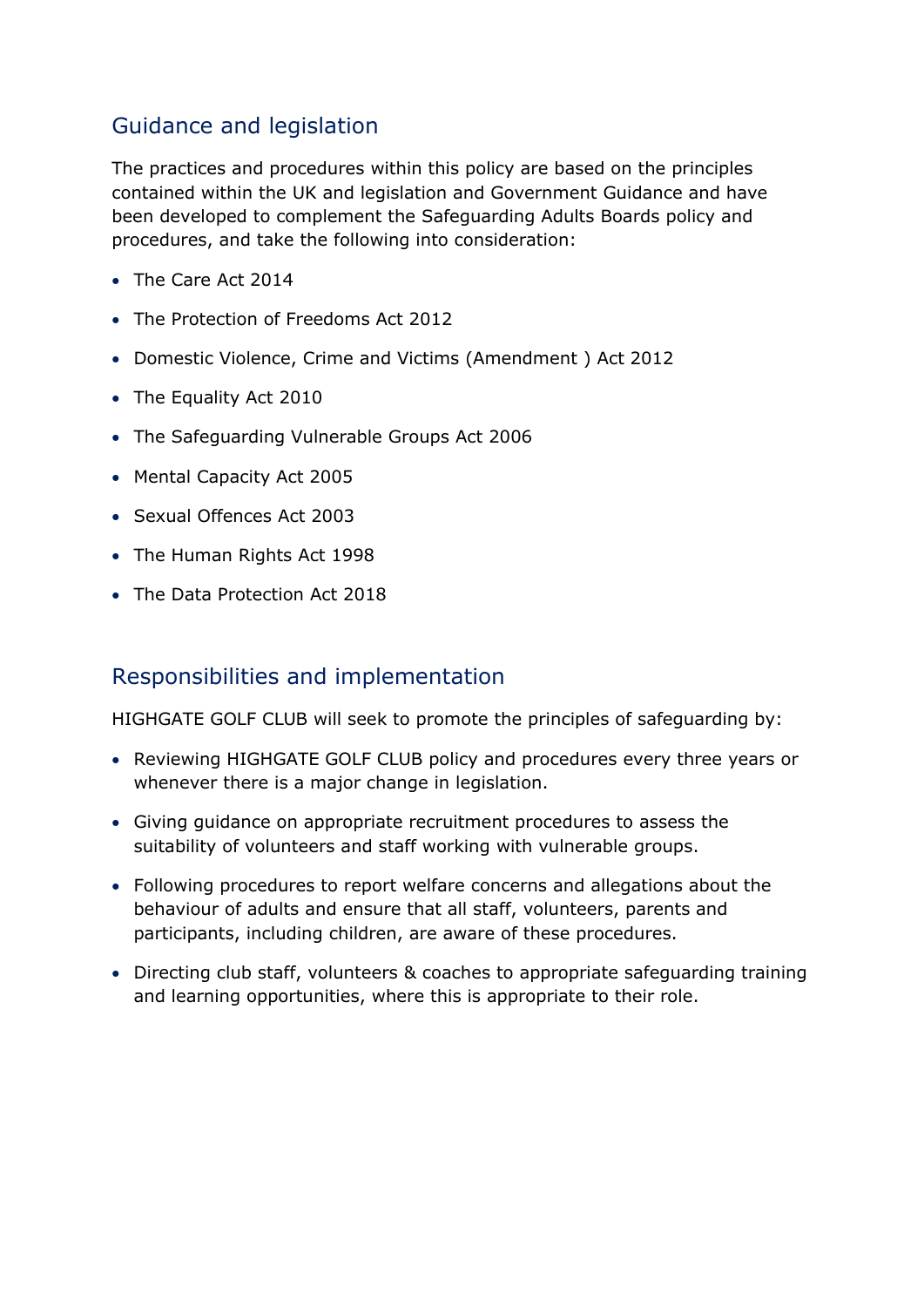## Guidance and legislation

The practices and procedures within this policy are based on the principles contained within the UK and legislation and Government Guidance and have been developed to complement the Safeguarding Adults Boards policy and procedures, and take the following into consideration:

- The Care Act 2014
- The Protection of Freedoms Act 2012
- Domestic Violence, Crime and Victims (Amendment ) Act 2012
- The Equality Act 2010
- The Safeguarding Vulnerable Groups Act 2006
- Mental Capacity Act 2005
- Sexual Offences Act 2003
- The Human Rights Act 1998
- The Data Protection Act 2018

## Responsibilities and implementation

HIGHGATE GOLF CLUB will seek to promote the principles of safeguarding by:

- Reviewing HIGHGATE GOLF CLUB policy and procedures every three years or whenever there is a major change in legislation.
- Giving guidance on appropriate recruitment procedures to assess the suitability of volunteers and staff working with vulnerable groups.
- Following procedures to report welfare concerns and allegations about the behaviour of adults and ensure that all staff, volunteers, parents and participants, including children, are aware of these procedures.
- Directing club staff, volunteers & coaches to appropriate safeguarding training and learning opportunities, where this is appropriate to their role.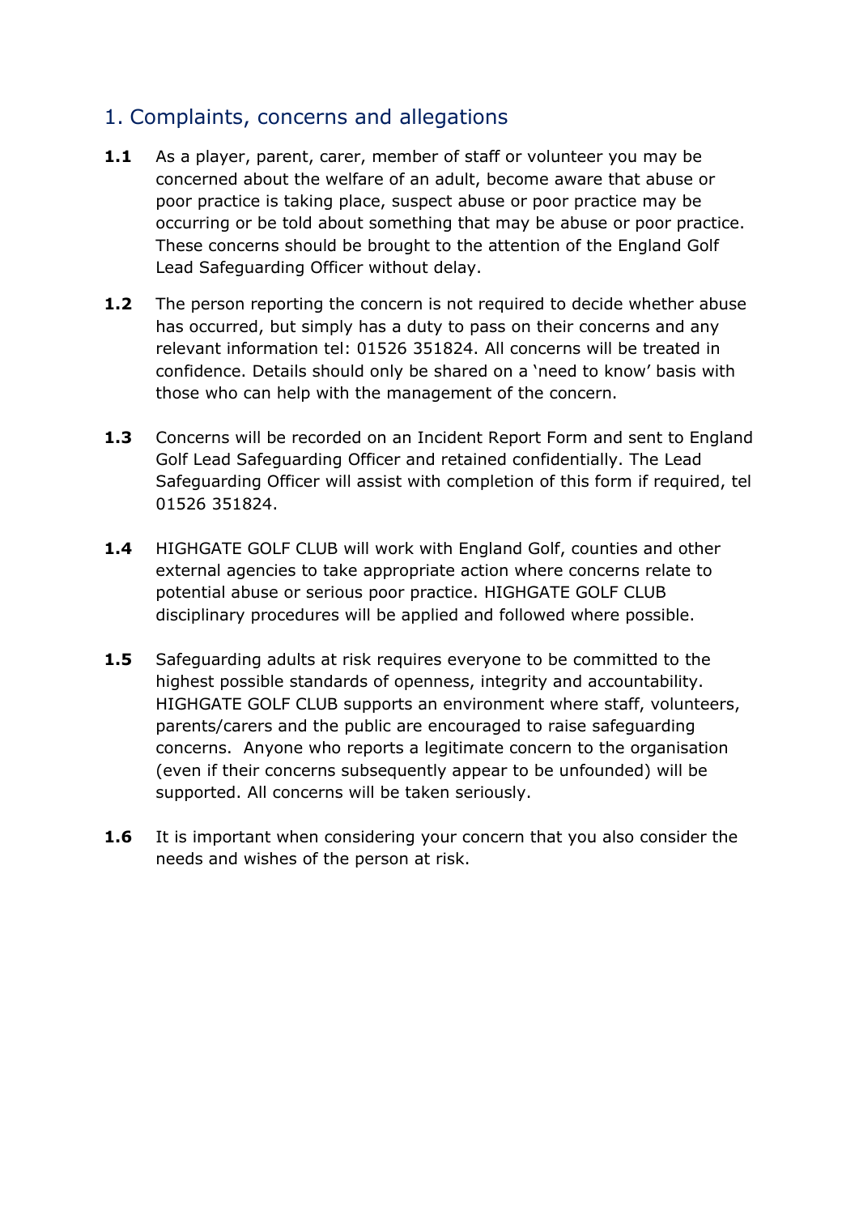## 1. Complaints, concerns and allegations

**1.1** As a player, parent, carer, member of staff or volunteer you may be concerned about the welfare of an adult, become aware that abuse or poor practice is taking place, suspect abuse or poor practice may be occurring or be told about something that may be abuse or poor practice. These concerns should be brought to the attention of the England Golf Lead Safeguarding Officer without delay.

**1.2** The person reporting the concern is not required to decide whether abuse has occurred, but simply has a duty to pass on their concerns and any relevant information tel: 01526 351824. All concerns will be treated in confidence. Details should only be shared on a 'need to know' basis with those who can help with the management of the concern.

**1.3** Concerns will be recorded on an Incident Report Form and sent to England Golf Lead Safeguarding Officer and retained confidentially. The Lead Safeguarding Officer will assist with completion of this form if required, tel 01526 351824.

**1.4** HIGHGATE GOLF CLUB will work with England Golf, counties and other external agencies to take appropriate action where concerns relate to potential abuse or serious poor practice. HIGHGATE GOLF CLUB disciplinary procedures will be applied and followed where possible.

**1.5** Safeguarding adults at risk requires everyone to be committed to the highest possible standards of openness, integrity and accountability. HIGHGATE GOLF CLUB supports an environment where staff, volunteers, parents/carers and the public are encouraged to raise safeguarding concerns. Anyone who reports a legitimate concern to the organisation (even if their concerns subsequently appear to be unfounded) will be supported. All concerns will be taken seriously.

**1.6** It is important when considering your concern that you also consider the needs and wishes of the person at risk.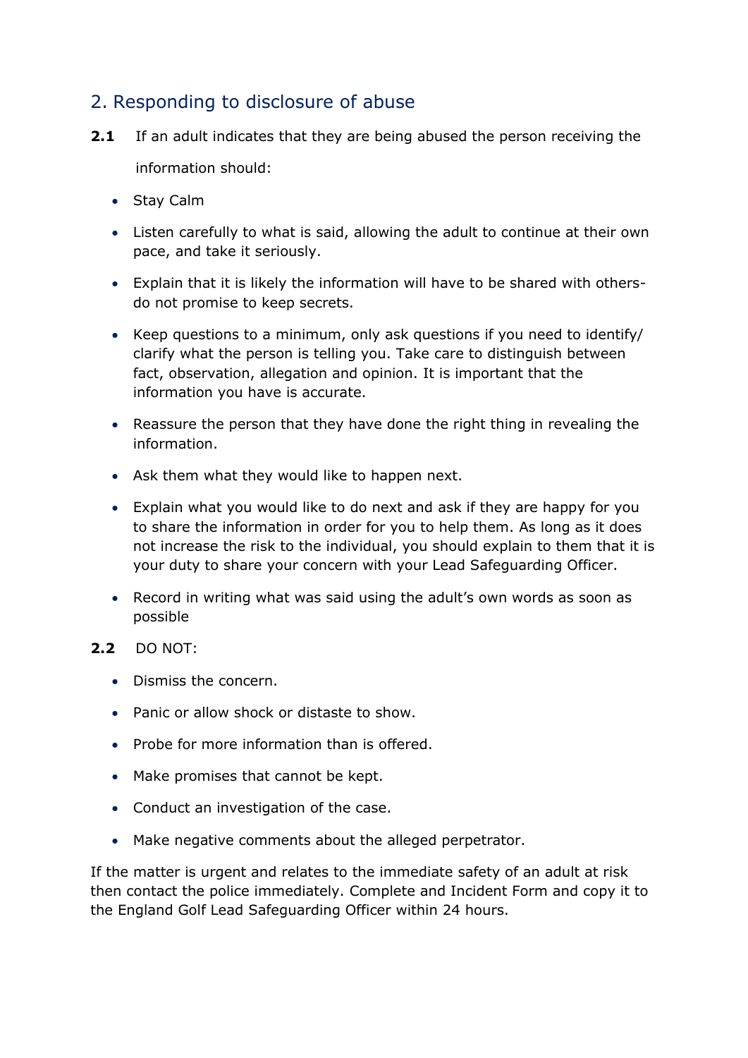## 2. Responding to disclosure of abuse

**2.1** If an adult indicates that they are being abused the person receiving the information should:

- Stay Calm
- Listen carefully to what is said, allowing the adult to continue at their own pace, and take it seriously.
- Explain that it is likely the information will have to be shared with others- do not promise to keep secrets.
- Keep questions to a minimum, only ask questions if you need to identify/ clarify what the person is telling you. Take care to distinguish between fact, observation, allegation and opinion. It is important that the information you have is accurate.
- Reassure the person that they have done the right thing in revealing the information.
- Ask them what they would like to happen next.
- Explain what you would like to do next and ask if they are happy for you to share the information in order for you to help them. As long as it does not increase the risk to the individual, you should explain to them that it is your duty to share your concern with your Lead Safeguarding Officer.
- Record in writing what was said using the adult's own words as soon as possible

**2.2** DO NOT:

- Dismiss the concern.
- Panic or allow shock or distaste to show.
- Probe for more information than is offered.
- Make promises that cannot be kept.
- Conduct an investigation of the case.
- Make negative comments about the alleged perpetrator.

If the matter is urgent and relates to the immediate safety of an adult at risk then contact the police immediately. Complete and Incident Form and copy it to the England Golf Lead Safeguarding Officer within 24 hours.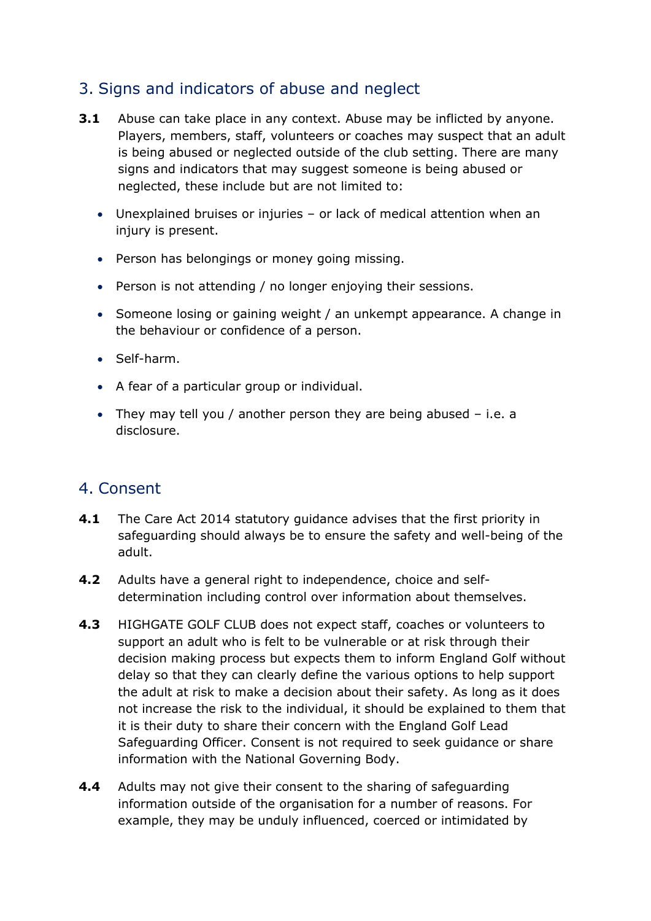## 3. Signs and indicators of abuse and neglect

**3.1** Abuse can take place in any context. Abuse may be inflicted by anyone. Players, members, staff, volunteers or coaches may suspect that an adult is being abused or neglected outside of the club setting. There are many signs and indicators that may suggest someone is being abused or neglected, these include but are not limited to:

- Unexplained bruises or injuries – or lack of medical attention when an injury is present.
- Person has belongings or money going missing.
- Person is not attending / no longer enjoying their sessions.
- Someone losing or gaining weight / an unkempt appearance. A change in the behaviour or confidence of a person.
- Self-harm.
- A fear of a particular group or individual.
- They may tell you / another person they are being abused – i.e. a disclosure.

## 4. Consent

**4.1** The Care Act 2014 statutory guidance advises that the first priority in safeguarding should always be to ensure the safety and well-being of the adult.

**4.2** Adults have a general right to independence, choice and self-determination including control over information about themselves.

**4.3** HIGHGATE GOLF CLUB does not expect staff, coaches or volunteers to support an adult who is felt to be vulnerable or at risk through their decision making process but expects them to inform England Golf without delay so that they can clearly define the various options to help support the adult at risk to make a decision about their safety. As long as it does not increase the risk to the individual, it should be explained to them that it is their duty to share their concern with the England Golf Lead Safeguarding Officer. Consent is not required to seek guidance or share information with the National Governing Body.

**4.4** Adults may not give their consent to the sharing of safeguarding information outside of the organisation for a number of reasons. For example, they may be unduly influenced, coerced or intimidated by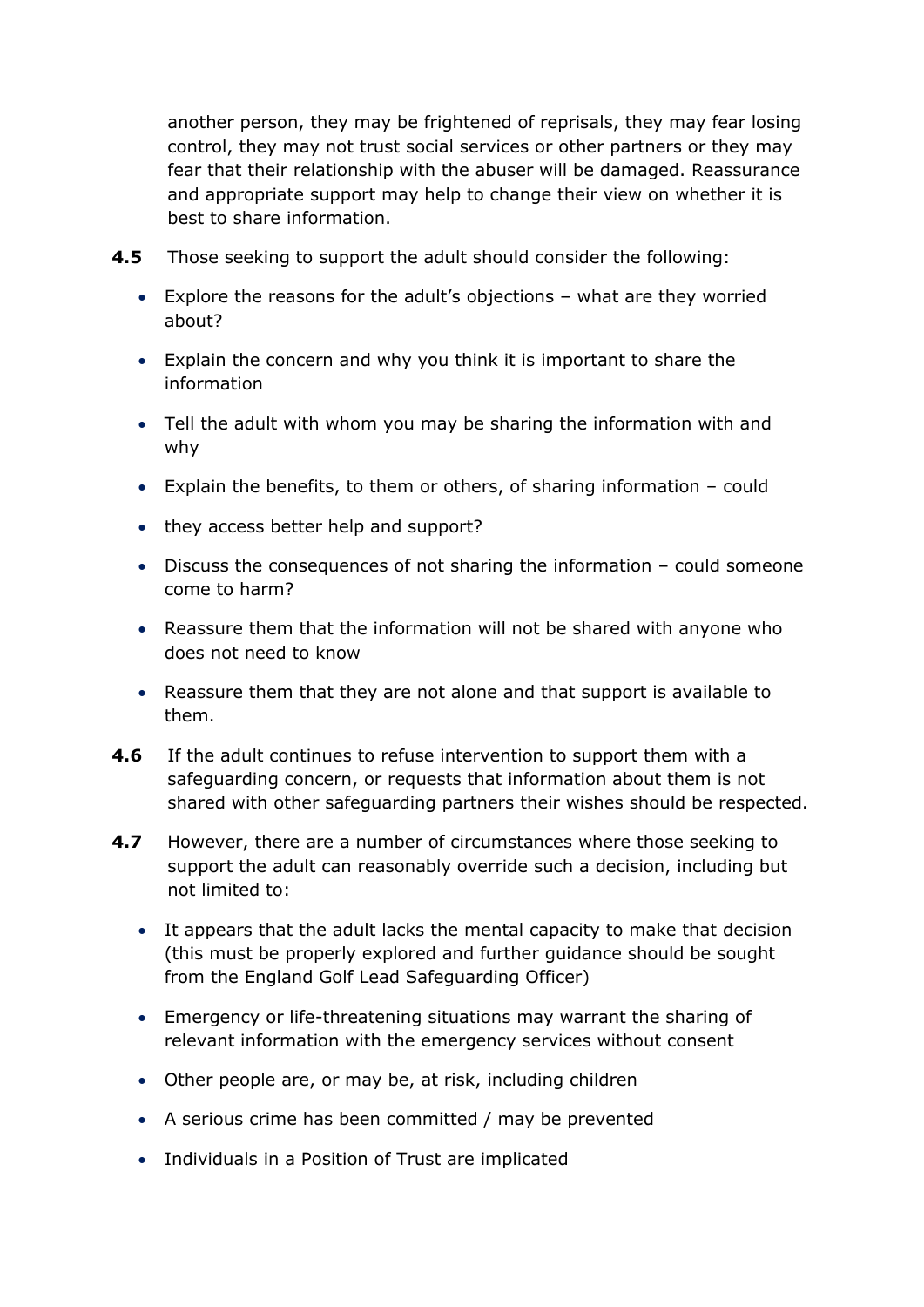another person, they may be frightened of reprisals, they may fear losing control, they may not trust social services or other partners or they may fear that their relationship with the abuser will be damaged. Reassurance and appropriate support may help to change their view on whether it is best to share information.

**4.5** Those seeking to support the adult should consider the following:

- Explore the reasons for the adult's objections – what are they worried about?
- Explain the concern and why you think it is important to share the information
- Tell the adult with whom you may be sharing the information with and why
- Explain the benefits, to them or others, of sharing information – could
- they access better help and support?
- Discuss the consequences of not sharing the information – could someone come to harm?
- Reassure them that the information will not be shared with anyone who does not need to know
- Reassure them that they are not alone and that support is available to them.

**4.6** If the adult continues to refuse intervention to support them with a safeguarding concern, or requests that information about them is not shared with other safeguarding partners their wishes should be respected.

**4.7** However, there are a number of circumstances where those seeking to support the adult can reasonably override such a decision, including but not limited to:

- It appears that the adult lacks the mental capacity to make that decision (this must be properly explored and further guidance should be sought from the England Golf Lead Safeguarding Officer)
- Emergency or life-threatening situations may warrant the sharing of relevant information with the emergency services without consent
- Other people are, or may be, at risk, including children
- A serious crime has been committed / may be prevented
- Individuals in a Position of Trust are implicated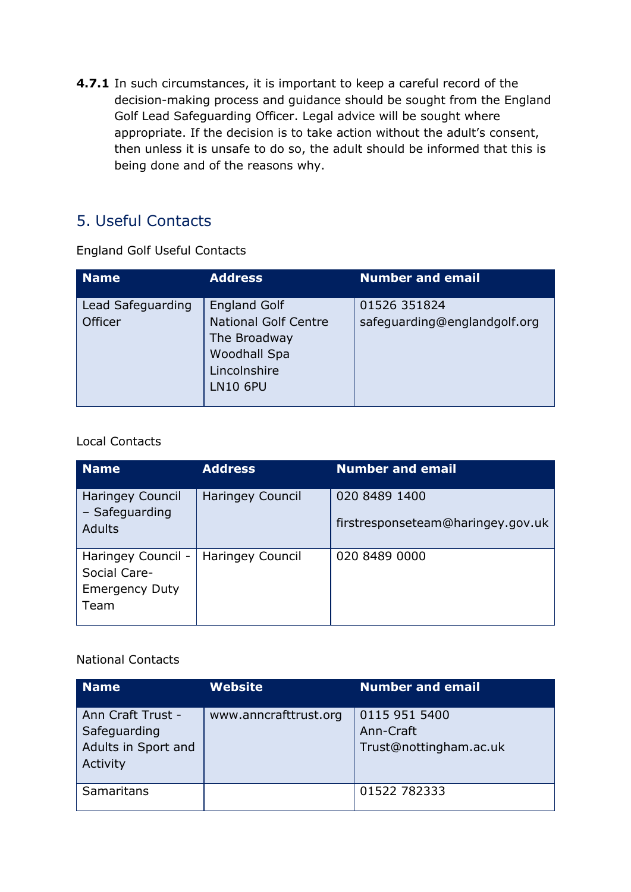**4.7.1** In such circumstances, it is important to keep a careful record of the decision-making process and guidance should be sought from the England Golf Lead Safeguarding Officer. Legal advice will be sought where appropriate. If the decision is to take action without the adult's consent, then unless it is unsafe to do so, the adult should be informed that this is being done and of the reasons why.

## 5. Useful Contacts

England Golf Useful Contacts

| Name | Address | Number and email |
|---|---|---|
| Lead Safeguarding Officer | England Golf<br>National Golf Centre<br>The Broadway<br>Woodhall Spa<br>Lincolnshire<br>LN10 6PU | 01526 351824<br>safeguarding@englandgolf.org |

Local Contacts

| Name | Address | Number and email |
|---|---|---|
| Haringey Council – Safeguarding Adults | Haringey Council | 020 8489 1400<br>firstresponseteam@haringey.gov.uk |
| Haringey Council - Social Care- Emergency Duty Team | Haringey Council | 020 8489 0000 |

National Contacts

| Name | Website | Number and email |
|---|---|---|
| Ann Craft Trust - Safeguarding Adults in Sport and Activity | www.anncrafttrust.org | 0115 951 5400<br>Ann-Craft Trust@nottingham.ac.uk |
| Samaritans | | 01522 782333 |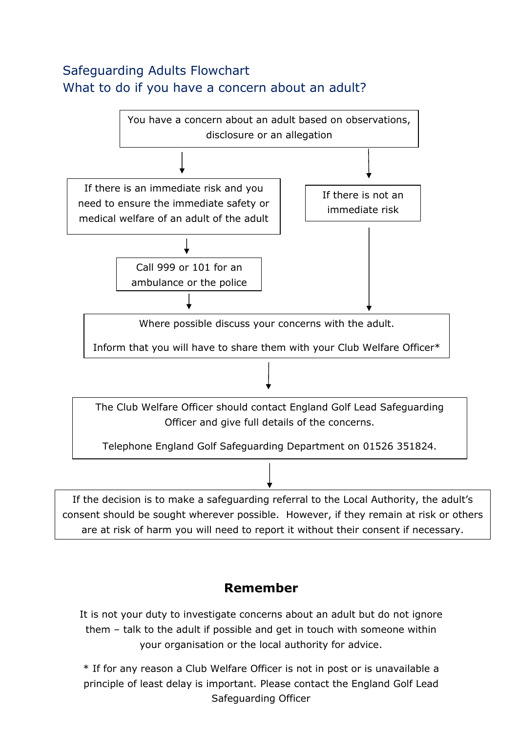## Safeguarding Adults Flowchart

## What to do if you have a concern about an adult?

You have a concern about an adult based on observations, disclosure or an allegation

↓

If there is an immediate risk and you need to ensure the immediate safety or medical welfare of an adult of the adult

↓

Call 999 or 101 for an ambulance or the police

↓

If there is not an immediate risk

↓

Where possible discuss your concerns with the adult.

Inform that you will have to share them with your Club Welfare Officer*

↓

The Club Welfare Officer should contact England Golf Lead Safeguarding Officer and give full details of the concerns.

Telephone England Golf Safeguarding Department on 01526 351824.

↓

If the decision is to make a safeguarding referral to the Local Authority, the adult's consent should be sought wherever possible. However, if they remain at risk or others are at risk of harm you will need to report it without their consent if necessary.

### Remember

It is not your duty to investigate concerns about an adult but do not ignore them – talk to the adult if possible and get in touch with someone within your organisation or the local authority for advice.

* If for any reason a Club Welfare Officer is not in post or is unavailable a principle of least delay is important. Please contact the England Golf Lead Safeguarding Officer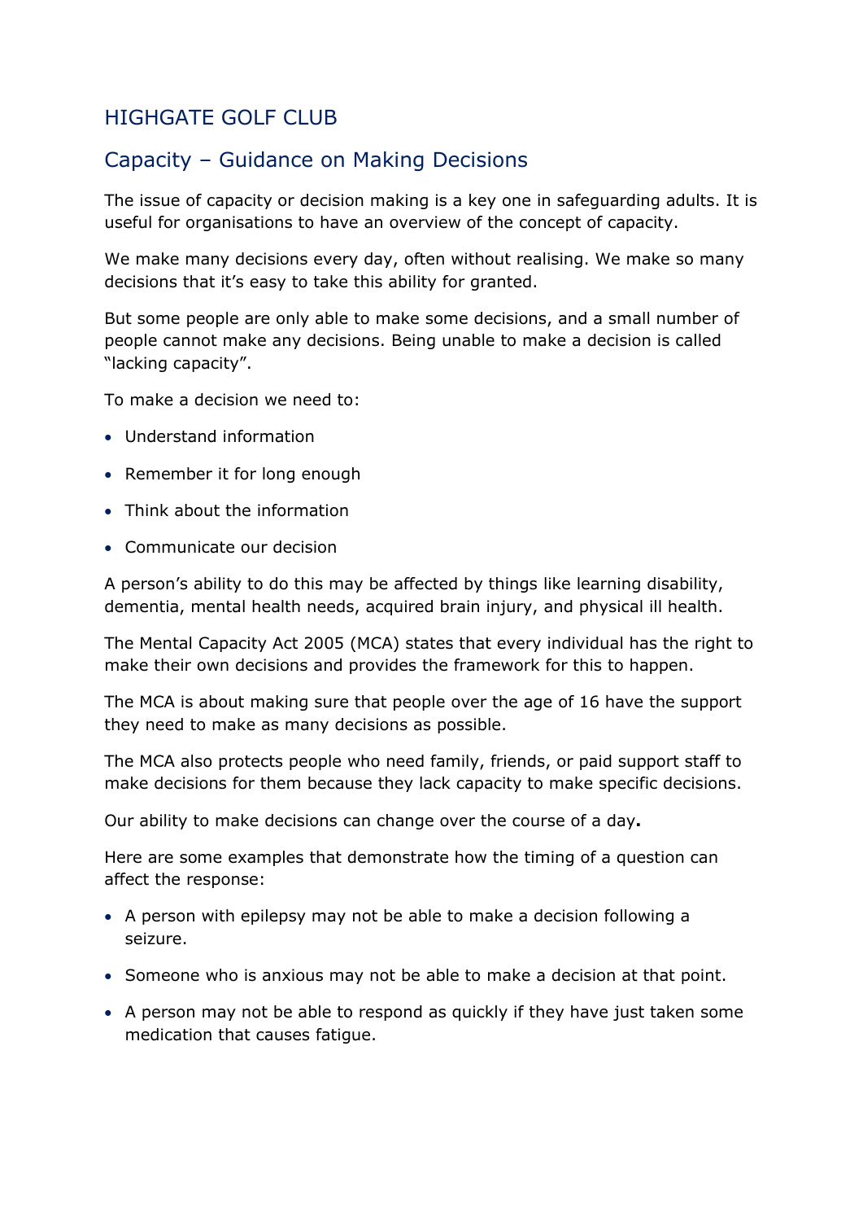# HIGHGATE GOLF CLUB

## Capacity – Guidance on Making Decisions

The issue of capacity or decision making is a key one in safeguarding adults. It is useful for organisations to have an overview of the concept of capacity.

We make many decisions every day, often without realising. We make so many decisions that it's easy to take this ability for granted.

But some people are only able to make some decisions, and a small number of people cannot make any decisions. Being unable to make a decision is called "lacking capacity".

To make a decision we need to:

- Understand information
- Remember it for long enough
- Think about the information
- Communicate our decision

A person's ability to do this may be affected by things like learning disability, dementia, mental health needs, acquired brain injury, and physical ill health.

The Mental Capacity Act 2005 (MCA) states that every individual has the right to make their own decisions and provides the framework for this to happen.

The MCA is about making sure that people over the age of 16 have the support they need to make as many decisions as possible.

The MCA also protects people who need family, friends, or paid support staff to make decisions for them because they lack capacity to make specific decisions.

Our ability to make decisions can change over the course of a day**.**

Here are some examples that demonstrate how the timing of a question can affect the response:

- A person with epilepsy may not be able to make a decision following a seizure.
- Someone who is anxious may not be able to make a decision at that point.
- A person may not be able to respond as quickly if they have just taken some medication that causes fatigue.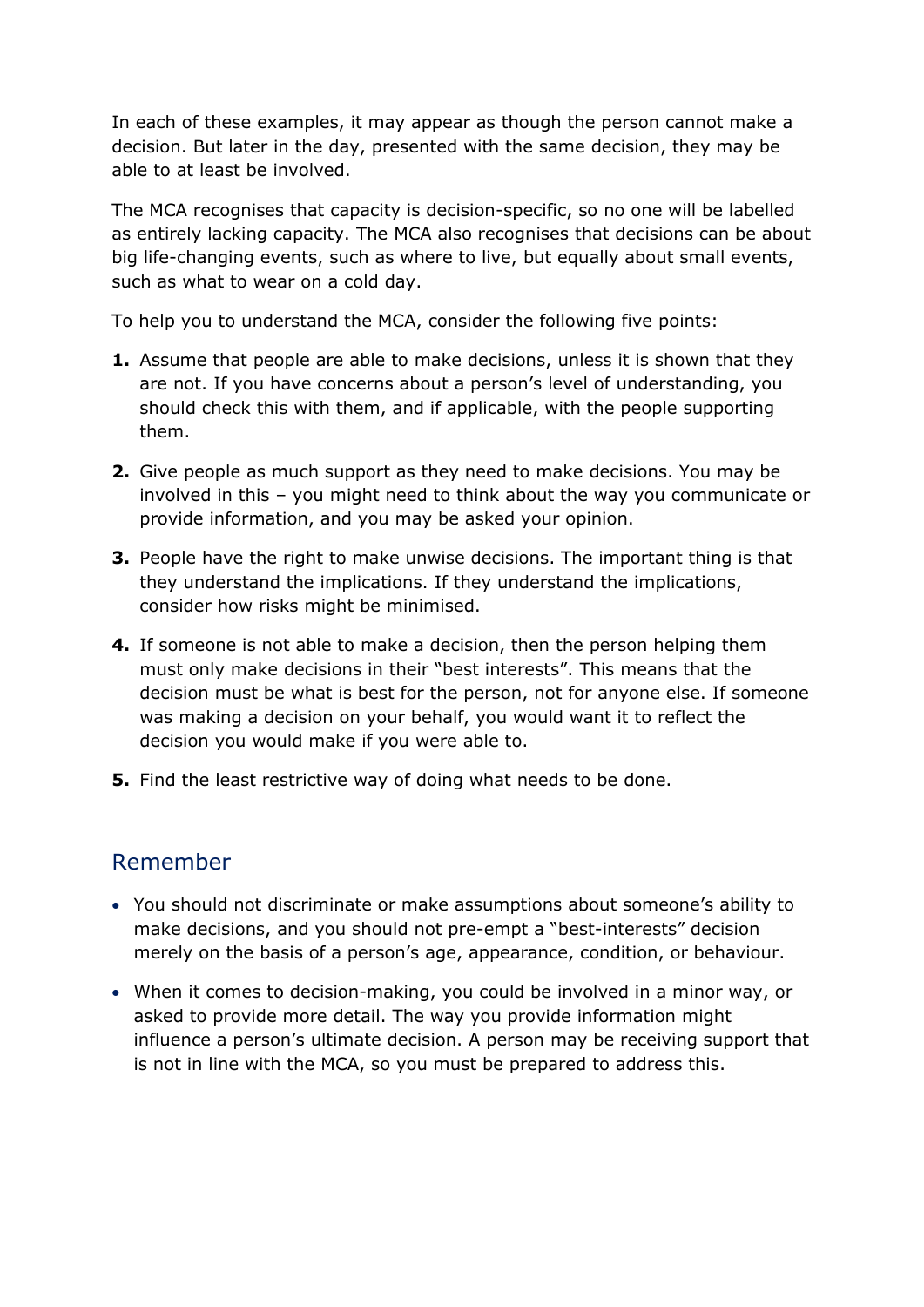In each of these examples, it may appear as though the person cannot make a decision. But later in the day, presented with the same decision, they may be able to at least be involved.

The MCA recognises that capacity is decision-specific, so no one will be labelled as entirely lacking capacity. The MCA also recognises that decisions can be about big life-changing events, such as where to live, but equally about small events, such as what to wear on a cold day.

To help you to understand the MCA, consider the following five points:

1. Assume that people are able to make decisions, unless it is shown that they are not. If you have concerns about a person's level of understanding, you should check this with them, and if applicable, with the people supporting them.

2. Give people as much support as they need to make decisions. You may be involved in this – you might need to think about the way you communicate or provide information, and you may be asked your opinion.

3. People have the right to make unwise decisions. The important thing is that they understand the implications. If they understand the implications, consider how risks might be minimised.

4. If someone is not able to make a decision, then the person helping them must only make decisions in their "best interests". This means that the decision must be what is best for the person, not for anyone else. If someone was making a decision on your behalf, you would want it to reflect the decision you would make if you were able to.

5. Find the least restrictive way of doing what needs to be done.

## Remember

- You should not discriminate or make assumptions about someone's ability to make decisions, and you should not pre-empt a "best-interests" decision merely on the basis of a person's age, appearance, condition, or behaviour.
- When it comes to decision-making, you could be involved in a minor way, or asked to provide more detail. The way you provide information might influence a person's ultimate decision. A person may be receiving support that is not in line with the MCA, so you must be prepared to address this.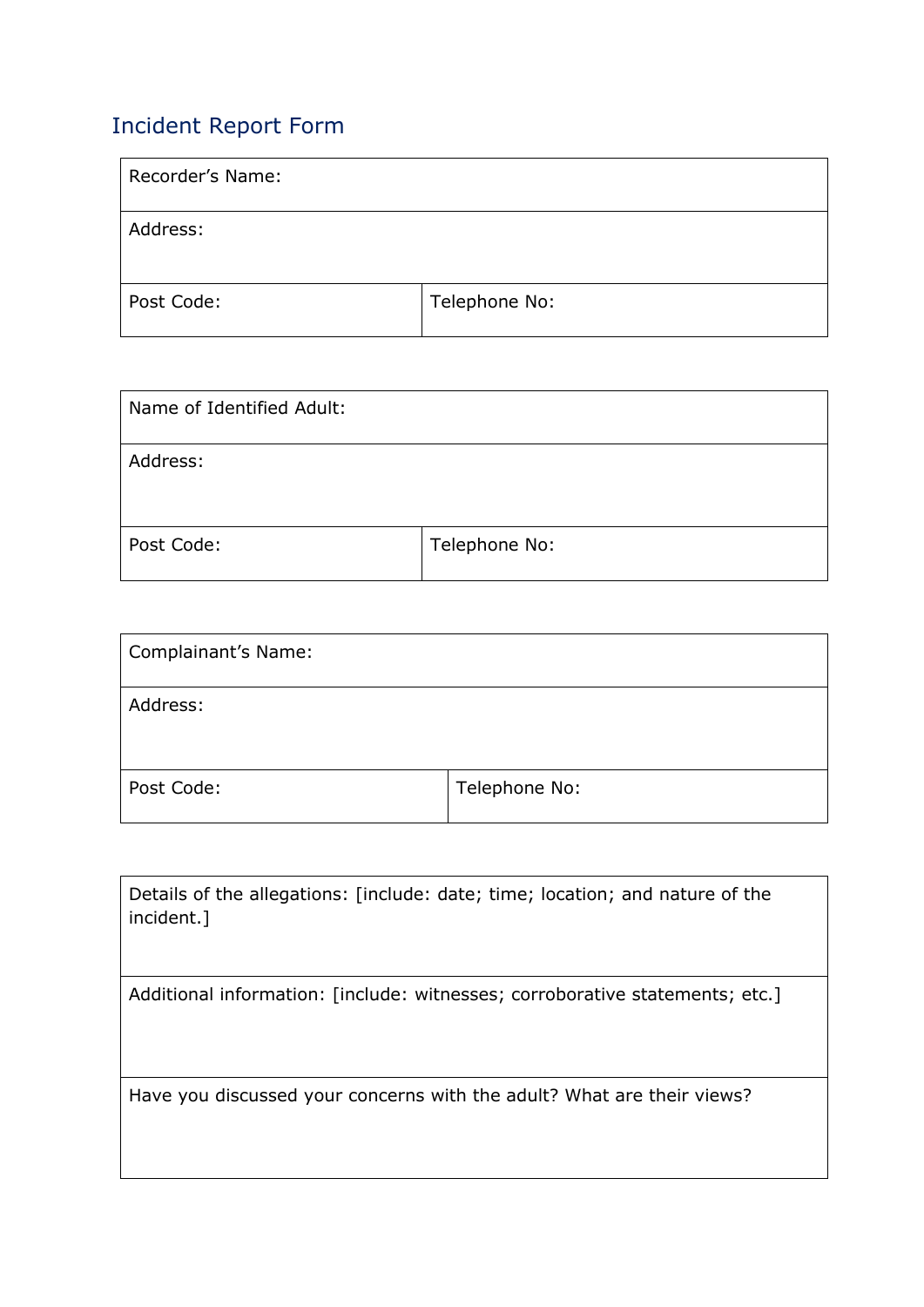## Incident Report Form

| Recorder's Name: | |
|---|---|
| Address: | |
| Post Code: | Telephone No: |

| Name of Identified Adult: | |
|---|---|
| Address: | |
| Post Code: | Telephone No: |

| Complainant's Name: | |
|---|---|
| Address: | |
| Post Code: | Telephone No: |

| Details of the allegations: [include: date; time; location; and nature of the incident.] |
|---|
| Additional information: [include: witnesses; corroborative statements; etc.] |
| Have you discussed your concerns with the adult? What are their views? |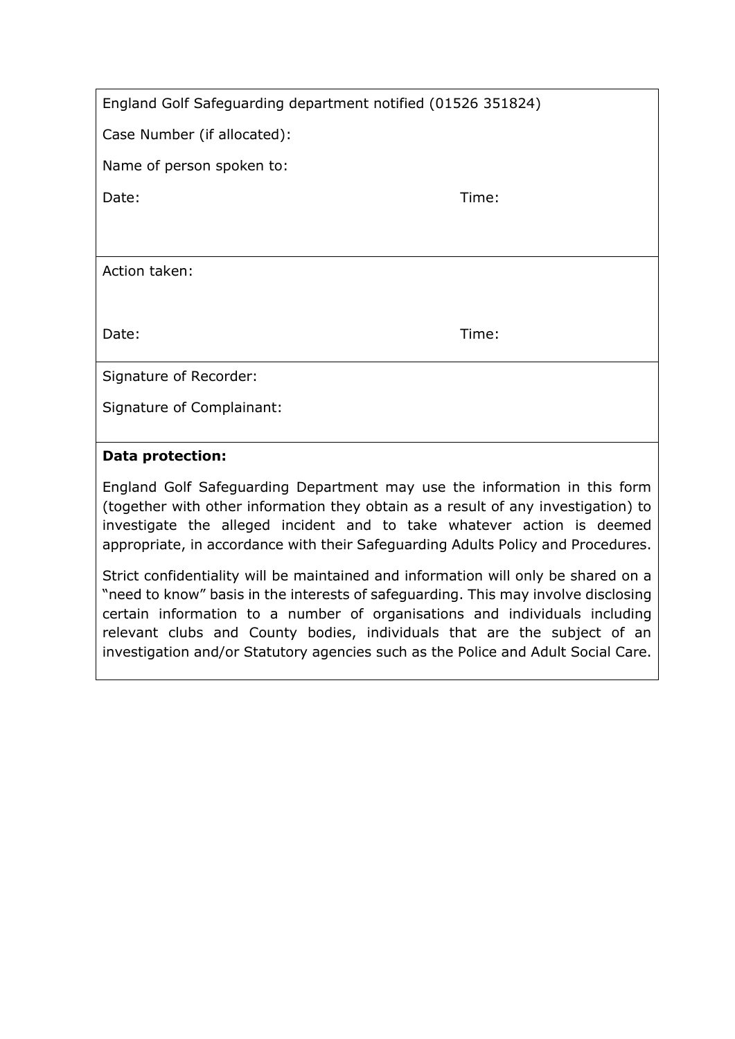England Golf Safeguarding department notified (01526 351824)

Case Number (if allocated):

Name of person spoken to:

Date: Time:

Action taken:

Date: Time:

Signature of Recorder:

Signature of Complainant:

**Data protection:**

England Golf Safeguarding Department may use the information in this form (together with other information they obtain as a result of any investigation) to investigate the alleged incident and to take whatever action is deemed appropriate, in accordance with their Safeguarding Adults Policy and Procedures.

Strict confidentiality will be maintained and information will only be shared on a "need to know" basis in the interests of safeguarding. This may involve disclosing certain information to a number of organisations and individuals including relevant clubs and County bodies, individuals that are the subject of an investigation and/or Statutory agencies such as the Police and Adult Social Care.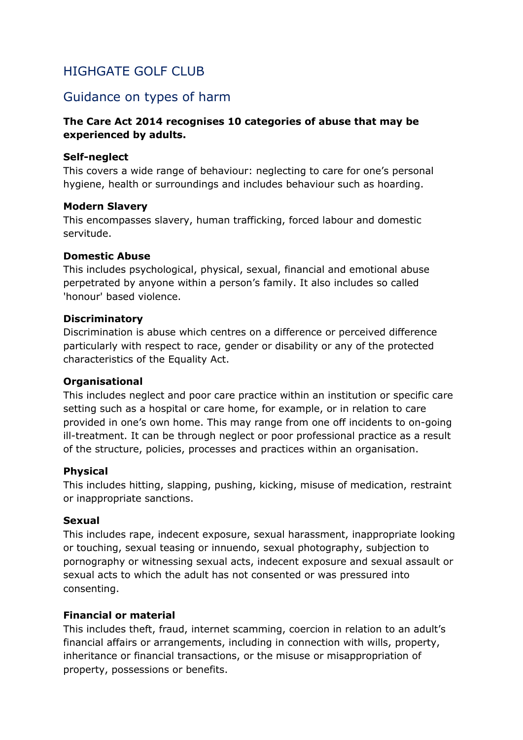# HIGHGATE GOLF CLUB

## Guidance on types of harm

**The Care Act 2014 recognises 10 categories of abuse that may be experienced by adults.**

**Self-neglect**
This covers a wide range of behaviour: neglecting to care for one's personal hygiene, health or surroundings and includes behaviour such as hoarding.

**Modern Slavery**
This encompasses slavery, human trafficking, forced labour and domestic servitude.

**Domestic Abuse**
This includes psychological, physical, sexual, financial and emotional abuse perpetrated by anyone within a person's family. It also includes so called 'honour' based violence.

**Discriminatory**
Discrimination is abuse which centres on a difference or perceived difference particularly with respect to race, gender or disability or any of the protected characteristics of the Equality Act.

**Organisational**
This includes neglect and poor care practice within an institution or specific care setting such as a hospital or care home, for example, or in relation to care provided in one's own home. This may range from one off incidents to on-going ill-treatment. It can be through neglect or poor professional practice as a result of the structure, policies, processes and practices within an organisation.

**Physical**
This includes hitting, slapping, pushing, kicking, misuse of medication, restraint or inappropriate sanctions.

**Sexual**
This includes rape, indecent exposure, sexual harassment, inappropriate looking or touching, sexual teasing or innuendo, sexual photography, subjection to pornography or witnessing sexual acts, indecent exposure and sexual assault or sexual acts to which the adult has not consented or was pressured into consenting.

**Financial or material**
This includes theft, fraud, internet scamming, coercion in relation to an adult's financial affairs or arrangements, including in connection with wills, property, inheritance or financial transactions, or the misuse or misappropriation of property, possessions or benefits.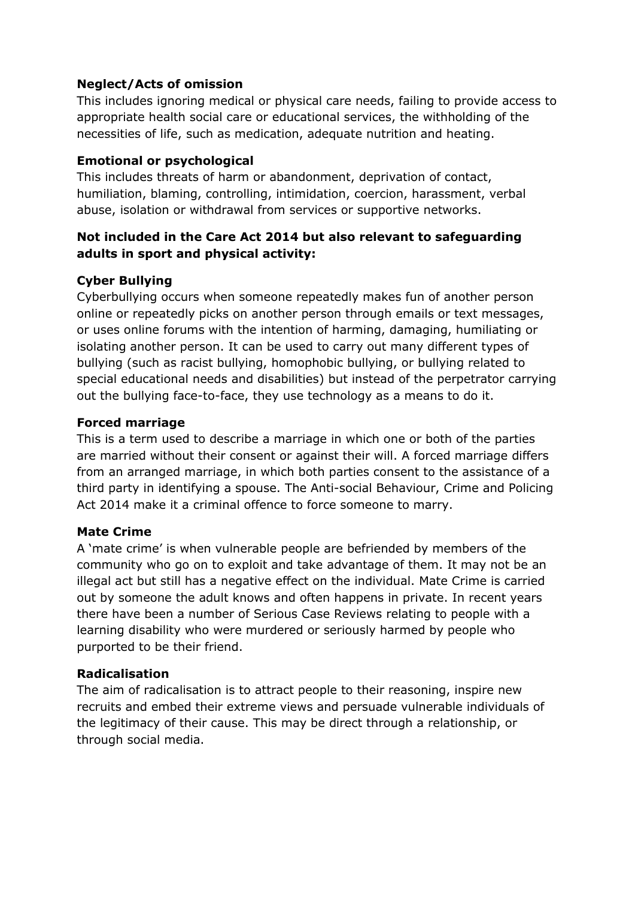**Neglect/Acts of omission**

This includes ignoring medical or physical care needs, failing to provide access to appropriate health social care or educational services, the withholding of the necessities of life, such as medication, adequate nutrition and heating.

**Emotional or psychological**

This includes threats of harm or abandonment, deprivation of contact, humiliation, blaming, controlling, intimidation, coercion, harassment, verbal abuse, isolation or withdrawal from services or supportive networks.

**Not included in the Care Act 2014 but also relevant to safeguarding adults in sport and physical activity:**

**Cyber Bullying**

Cyberbullying occurs when someone repeatedly makes fun of another person online or repeatedly picks on another person through emails or text messages, or uses online forums with the intention of harming, damaging, humiliating or isolating another person. It can be used to carry out many different types of bullying (such as racist bullying, homophobic bullying, or bullying related to special educational needs and disabilities) but instead of the perpetrator carrying out the bullying face-to-face, they use technology as a means to do it.

**Forced marriage**

This is a term used to describe a marriage in which one or both of the parties are married without their consent or against their will. A forced marriage differs from an arranged marriage, in which both parties consent to the assistance of a third party in identifying a spouse. The Anti-social Behaviour, Crime and Policing Act 2014 make it a criminal offence to force someone to marry.

**Mate Crime**

A 'mate crime' is when vulnerable people are befriended by members of the community who go on to exploit and take advantage of them. It may not be an illegal act but still has a negative effect on the individual. Mate Crime is carried out by someone the adult knows and often happens in private. In recent years there have been a number of Serious Case Reviews relating to people with a learning disability who were murdered or seriously harmed by people who purported to be their friend.

**Radicalisation**

The aim of radicalisation is to attract people to their reasoning, inspire new recruits and embed their extreme views and persuade vulnerable individuals of the legitimacy of their cause. This may be direct through a relationship, or through social media.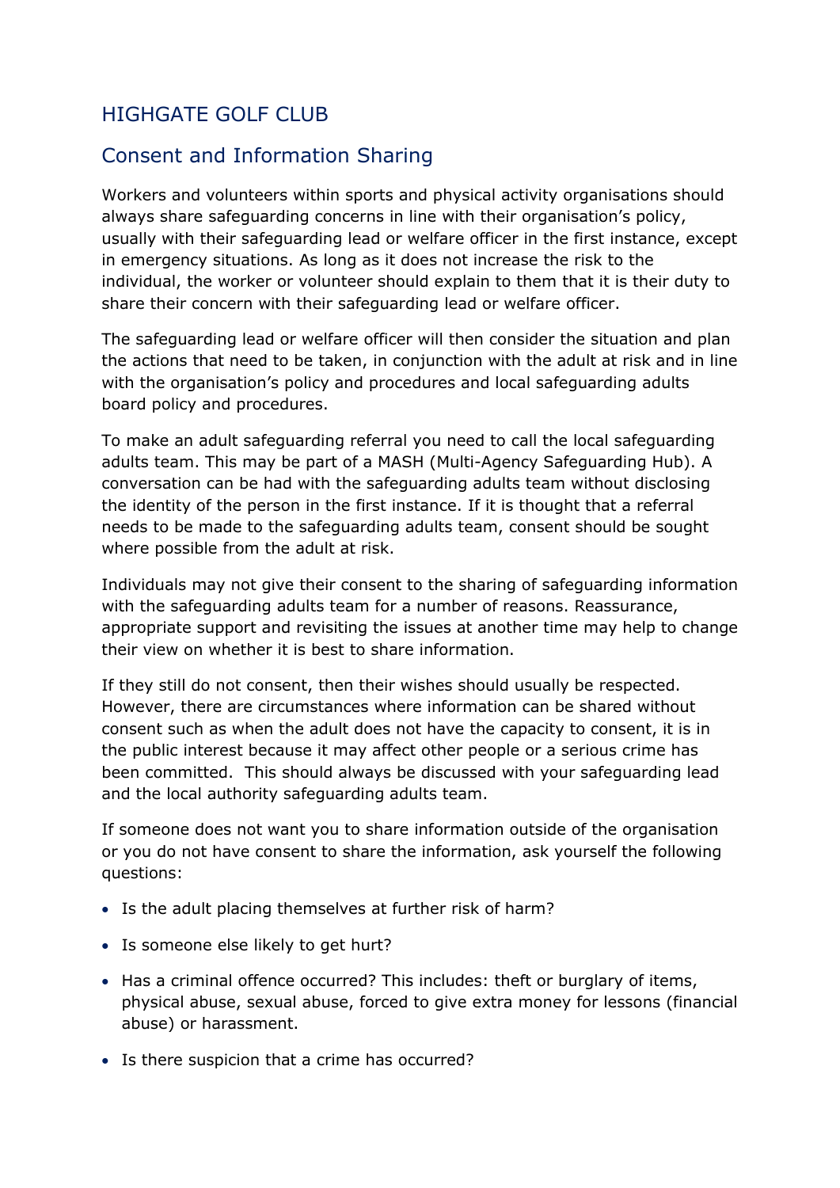# HIGHGATE GOLF CLUB

## Consent and Information Sharing

Workers and volunteers within sports and physical activity organisations should always share safeguarding concerns in line with their organisation's policy, usually with their safeguarding lead or welfare officer in the first instance, except in emergency situations. As long as it does not increase the risk to the individual, the worker or volunteer should explain to them that it is their duty to share their concern with their safeguarding lead or welfare officer.

The safeguarding lead or welfare officer will then consider the situation and plan the actions that need to be taken, in conjunction with the adult at risk and in line with the organisation's policy and procedures and local safeguarding adults board policy and procedures.

To make an adult safeguarding referral you need to call the local safeguarding adults team. This may be part of a MASH (Multi-Agency Safeguarding Hub). A conversation can be had with the safeguarding adults team without disclosing the identity of the person in the first instance. If it is thought that a referral needs to be made to the safeguarding adults team, consent should be sought where possible from the adult at risk.

Individuals may not give their consent to the sharing of safeguarding information with the safeguarding adults team for a number of reasons. Reassurance, appropriate support and revisiting the issues at another time may help to change their view on whether it is best to share information.

If they still do not consent, then their wishes should usually be respected. However, there are circumstances where information can be shared without consent such as when the adult does not have the capacity to consent, it is in the public interest because it may affect other people or a serious crime has been committed. This should always be discussed with your safeguarding lead and the local authority safeguarding adults team.

If someone does not want you to share information outside of the organisation or you do not have consent to share the information, ask yourself the following questions:

- Is the adult placing themselves at further risk of harm?
- Is someone else likely to get hurt?
- Has a criminal offence occurred? This includes: theft or burglary of items, physical abuse, sexual abuse, forced to give extra money for lessons (financial abuse) or harassment.
- Is there suspicion that a crime has occurred?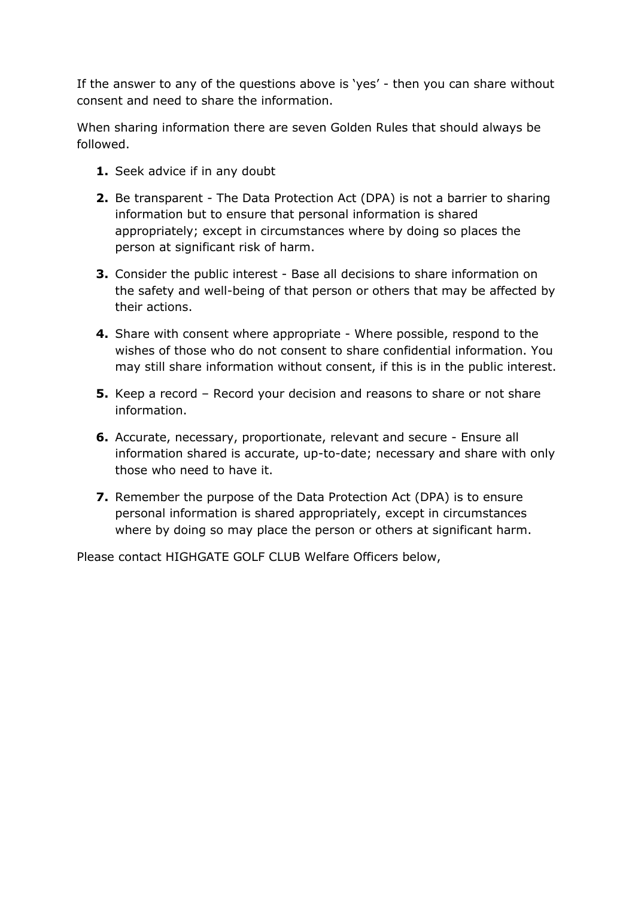If the answer to any of the questions above is ‘yes’ - then you can share without consent and need to share the information.

When sharing information there are seven Golden Rules that should always be followed.

1. Seek advice if in any doubt
2. Be transparent - The Data Protection Act (DPA) is not a barrier to sharing information but to ensure that personal information is shared appropriately; except in circumstances where by doing so places the person at significant risk of harm.
3. Consider the public interest - Base all decisions to share information on the safety and well-being of that person or others that may be affected by their actions.
4. Share with consent where appropriate - Where possible, respond to the wishes of those who do not consent to share confidential information. You may still share information without consent, if this is in the public interest.
5. Keep a record – Record your decision and reasons to share or not share information.
6. Accurate, necessary, proportionate, relevant and secure - Ensure all information shared is accurate, up-to-date; necessary and share with only those who need to have it.
7. Remember the purpose of the Data Protection Act (DPA) is to ensure personal information is shared appropriately, except in circumstances where by doing so may place the person or others at significant harm.

Please contact HIGHGATE GOLF CLUB Welfare Officers below,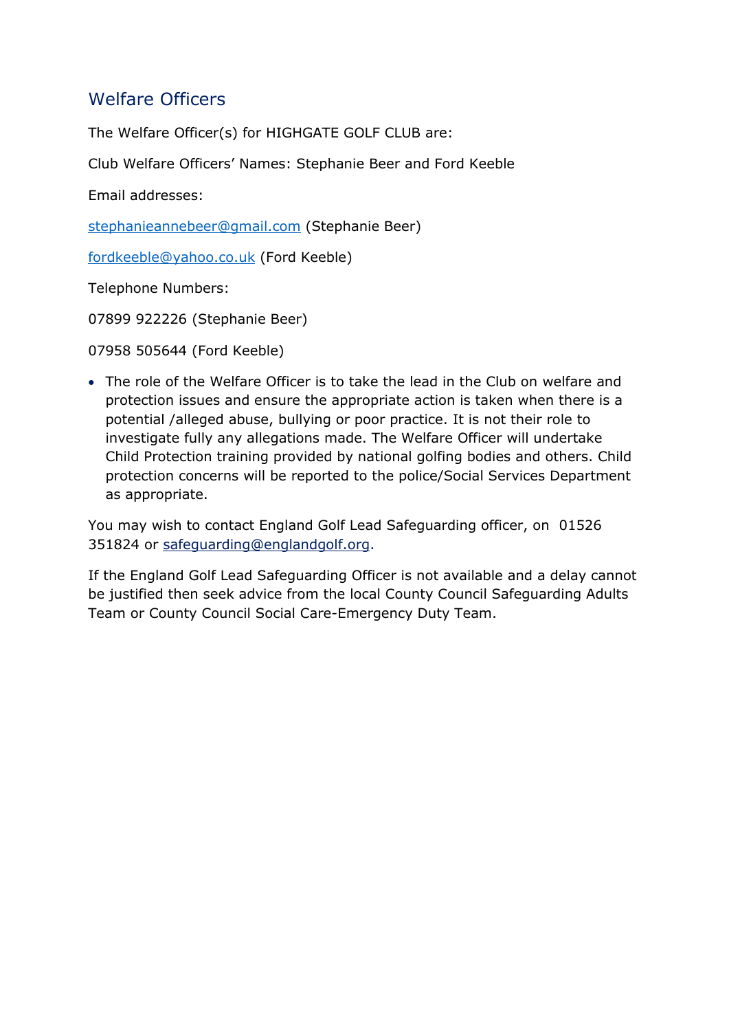## Welfare Officers

The Welfare Officer(s) for HIGHGATE GOLF CLUB are:

Club Welfare Officers' Names: Stephanie Beer and Ford Keeble

Email addresses:

stephanieannebeer@gmail.com (Stephanie Beer)

fordkeeble@yahoo.co.uk (Ford Keeble)

Telephone Numbers:

07899 922226 (Stephanie Beer)

07958 505644 (Ford Keeble)

- The role of the Welfare Officer is to take the lead in the Club on welfare and protection issues and ensure the appropriate action is taken when there is a potential /alleged abuse, bullying or poor practice. It is not their role to investigate fully any allegations made. The Welfare Officer will undertake Child Protection training provided by national golfing bodies and others. Child protection concerns will be reported to the police/Social Services Department as appropriate.

You may wish to contact England Golf Lead Safeguarding officer, on 01526 351824 or safeguarding@englandgolf.org.

If the England Golf Lead Safeguarding Officer is not available and a delay cannot be justified then seek advice from the local County Council Safeguarding Adults Team or County Council Social Care-Emergency Duty Team.